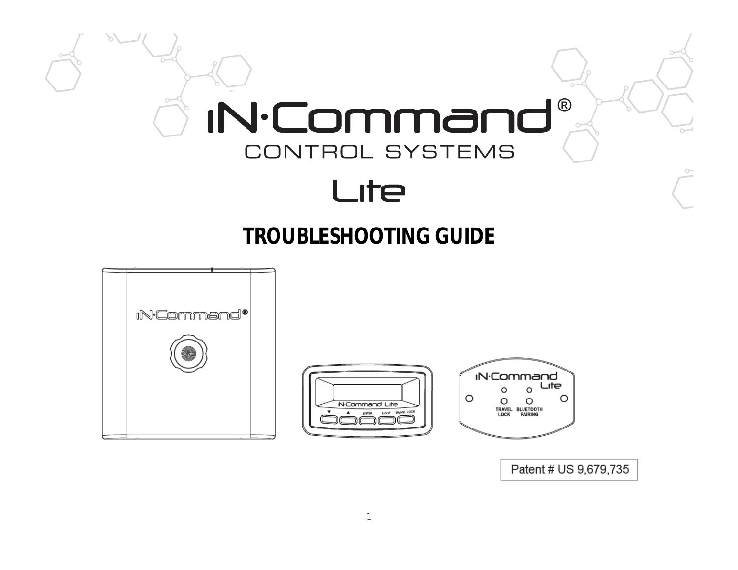# iN·Command®

CONTROL SYSTEMS

Lite

## TROUBLESHOOTING GUIDE

Patent # US 9,679,735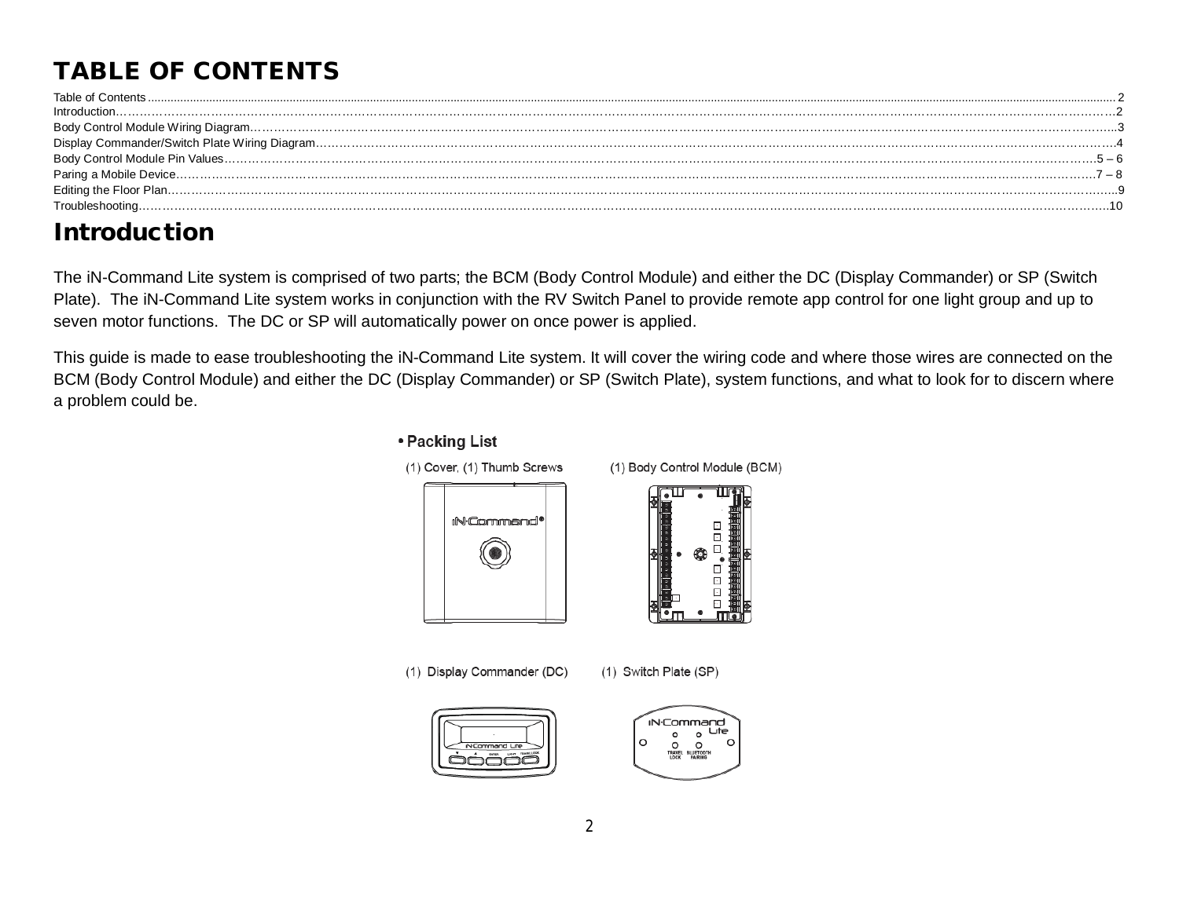# TABLE OF CONTENTS

Table of Contents .......... 2
Introduction .......... 2
Body Control Module Wiring Diagram .......... 3
Display Commander/Switch Plate Wiring Diagram .......... 4
Body Control Module Pin Values .......... 5 – 6
Paring a Mobile Device .......... 7 – 8
Editing the Floor Plan .......... 9
Troubleshooting .......... 10

# Introduction

The iN-Command Lite system is comprised of two parts; the BCM (Body Control Module) and either the DC (Display Commander) or SP (Switch Plate). The iN-Command Lite system works in conjunction with the RV Switch Panel to provide remote app control for one light group and up to seven motor functions. The DC or SP will automatically power on once power is applied.

This guide is made to ease troubleshooting the iN-Command Lite system. It will cover the wiring code and where those wires are connected on the BCM (Body Control Module) and either the DC (Display Commander) or SP (Switch Plate), system functions, and what to look for to discern where a problem could be.

- **Packing List**

(1) Cover, (1) Thumb Screws

(1) Body Control Module (BCM)

(1) Display Commander (DC)

(1) Switch Plate (SP)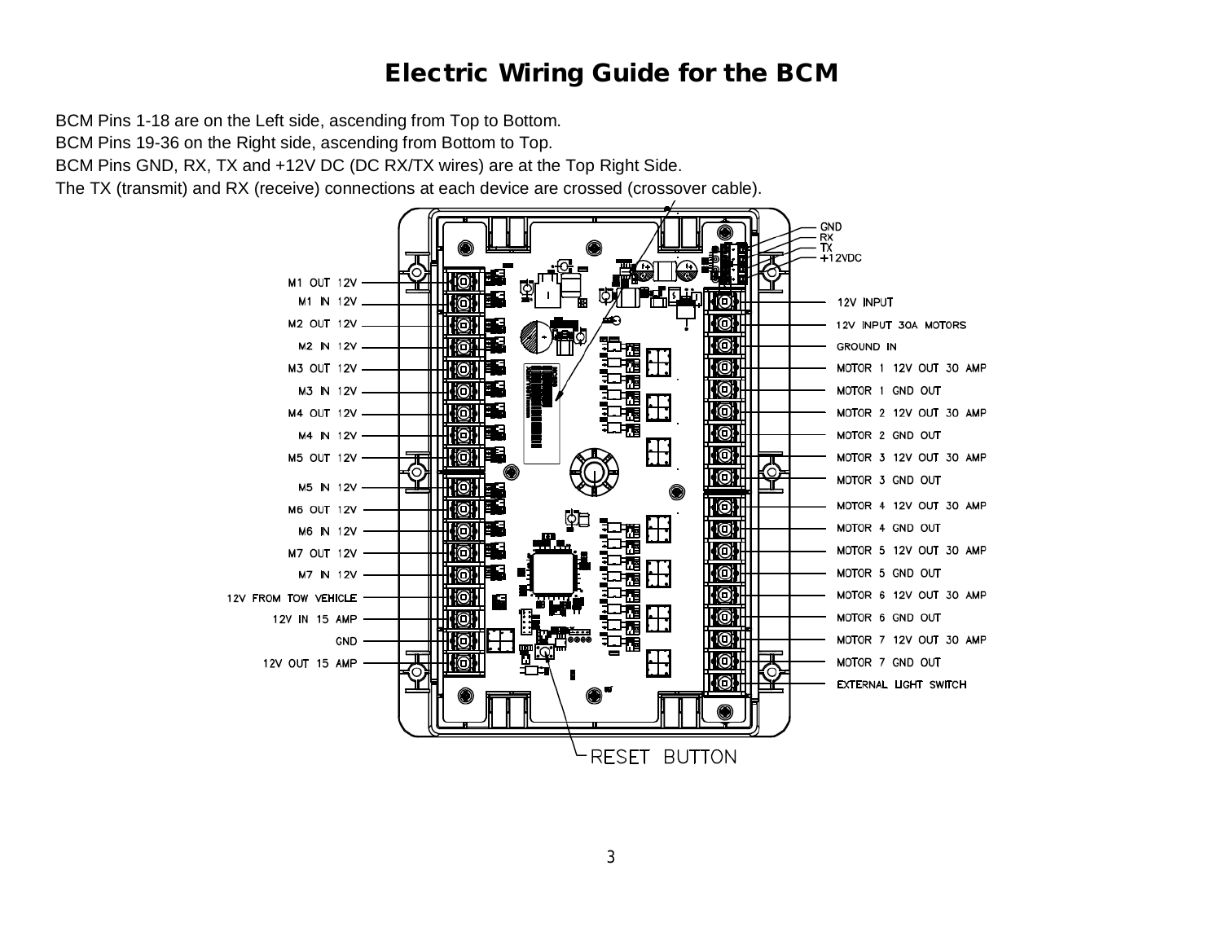# Electric Wiring Guide for the BCM

BCM Pins 1-18 are on the Left side, ascending from Top to Bottom.
BCM Pins 19-36 on the Right side, ascending from Bottom to Top.
BCM Pins GND, RX, TX and +12V DC (DC RX/TX wires) are at the Top Right Side.
The TX (transmit) and RX (receive) connections at each device are crossed (crossover cable).

GND
RX
TX
+12VDC

| Left Side | Right Side |
|---|---|
| M1 OUT 12V | 12V INPUT |
| M1 IN 12V | 12V INPUT 30A MOTORS |
| M2 OUT 12V | GROUND IN |
| M2 IN 12V | MOTOR 1 12V OUT 30 AMP |
| M3 OUT 12V | MOTOR 1 GND OUT |
| M3 IN 12V | MOTOR 2 12V OUT 30 AMP |
| M4 OUT 12V | MOTOR 2 GND OUT |
| M4 IN 12V | MOTOR 3 12V OUT 30 AMP |
| M5 OUT 12V | MOTOR 3 GND OUT |
| M5 IN 12V | MOTOR 4 12V OUT 30 AMP |
| M6 OUT 12V | MOTOR 4 GND OUT |
| M6 IN 12V | MOTOR 5 12V OUT 30 AMP |
| M7 OUT 12V | MOTOR 5 GND OUT |
| M7 IN 12V | MOTOR 6 12V OUT 30 AMP |
| 12V FROM TOW VEHICLE | MOTOR 6 GND OUT |
| 12V IN 15 AMP | MOTOR 7 12V OUT 30 AMP |
| GND | MOTOR 7 GND OUT |
| 12V OUT 15 AMP | EXTERNAL LIGHT SWITCH |

RESET BUTTON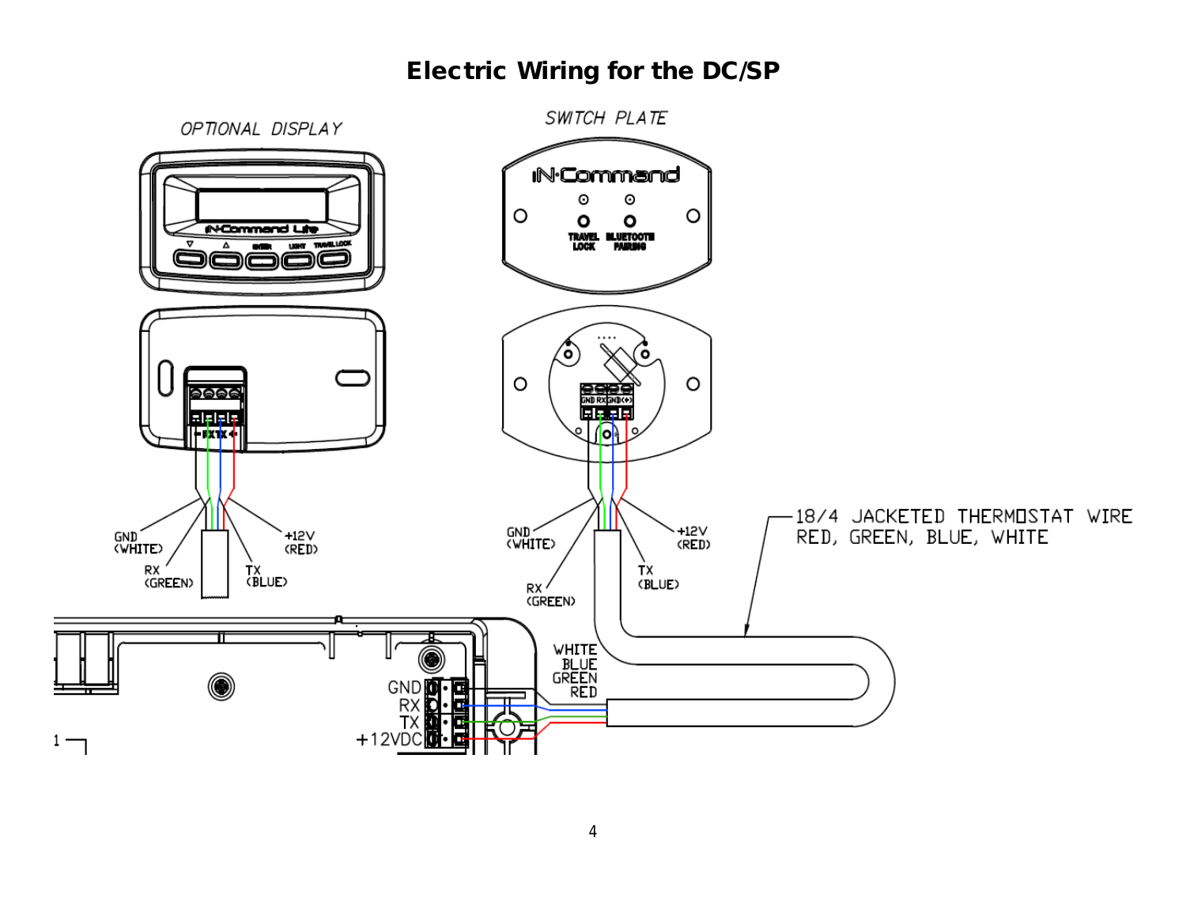# Electric Wiring for the DC/SP

OPTIONAL DISPLAY

SWITCH PLATE

GND (WHITE)

RX (GREEN)

TX (BLUE)

+12V (RED)

GND (WHITE)

RX (GREEN)

TX (BLUE)

+12V (RED)

18/4 JACKETED THERMOSTAT WIRE
RED, GREEN, BLUE, WHITE

WHITE
BLUE
GREEN
RED

GND
RX
TX
+12VDC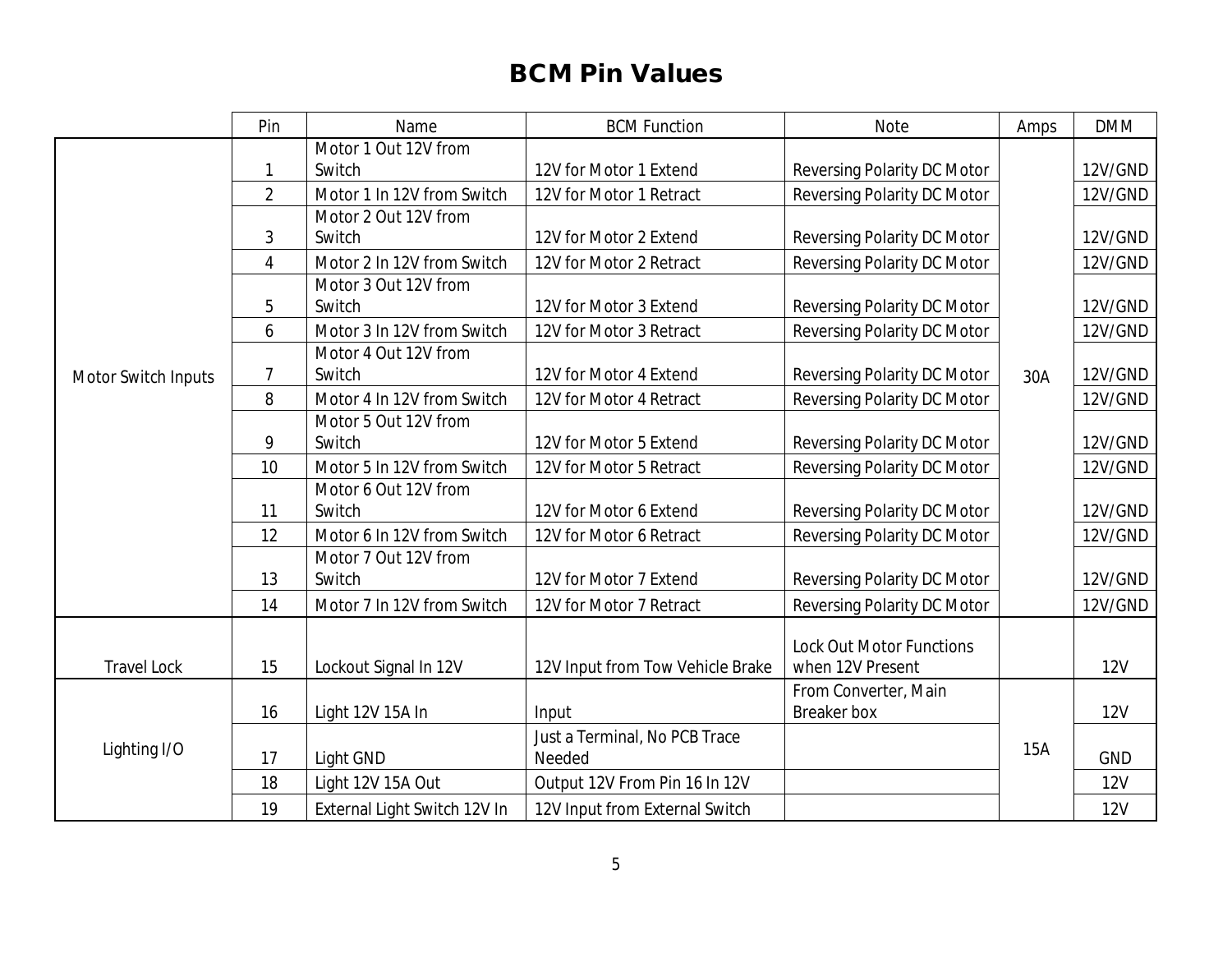# BCM Pin Values

| | Pin | Name | BCM Function | Note | Amps | DMM |
|---|---|---|---|---|---|---|
| Motor Switch Inputs | 1 | Motor 1 Out 12V from Switch | 12V for Motor 1 Extend | Reversing Polarity DC Motor | 30A | 12V/GND |
| | 2 | Motor 1 In 12V from Switch | 12V for Motor 1 Retract | Reversing Polarity DC Motor | | 12V/GND |
| | 3 | Motor 2 Out 12V from Switch | 12V for Motor 2 Extend | Reversing Polarity DC Motor | | 12V/GND |
| | 4 | Motor 2 In 12V from Switch | 12V for Motor 2 Retract | Reversing Polarity DC Motor | | 12V/GND |
| | 5 | Motor 3 Out 12V from Switch | 12V for Motor 3 Extend | Reversing Polarity DC Motor | | 12V/GND |
| | 6 | Motor 3 In 12V from Switch | 12V for Motor 3 Retract | Reversing Polarity DC Motor | | 12V/GND |
| | 7 | Motor 4 Out 12V from Switch | 12V for Motor 4 Extend | Reversing Polarity DC Motor | | 12V/GND |
| | 8 | Motor 4 In 12V from Switch | 12V for Motor 4 Retract | Reversing Polarity DC Motor | | 12V/GND |
| | 9 | Motor 5 Out 12V from Switch | 12V for Motor 5 Extend | Reversing Polarity DC Motor | | 12V/GND |
| | 10 | Motor 5 In 12V from Switch | 12V for Motor 5 Retract | Reversing Polarity DC Motor | | 12V/GND |
| | 11 | Motor 6 Out 12V from Switch | 12V for Motor 6 Extend | Reversing Polarity DC Motor | | 12V/GND |
| | 12 | Motor 6 In 12V from Switch | 12V for Motor 6 Retract | Reversing Polarity DC Motor | | 12V/GND |
| | 13 | Motor 7 Out 12V from Switch | 12V for Motor 7 Extend | Reversing Polarity DC Motor | | 12V/GND |
| | 14 | Motor 7 In 12V from Switch | 12V for Motor 7 Retract | Reversing Polarity DC Motor | | 12V/GND |
| Travel Lock | 15 | Lockout Signal In 12V | 12V Input from Tow Vehicle Brake | Lock Out Motor Functions when 12V Present | | 12V |
| Lighting I/O | 16 | Light 12V 15A In | Input | From Converter, Main Breaker box | 15A | 12V |
| | 17 | Light GND | Just a Terminal, No PCB Trace Needed | | | GND |
| | 18 | Light 12V 15A Out | Output 12V From Pin 16 In 12V | | | 12V |
| | 19 | External Light Switch 12V In | 12V Input from External Switch | | | 12V |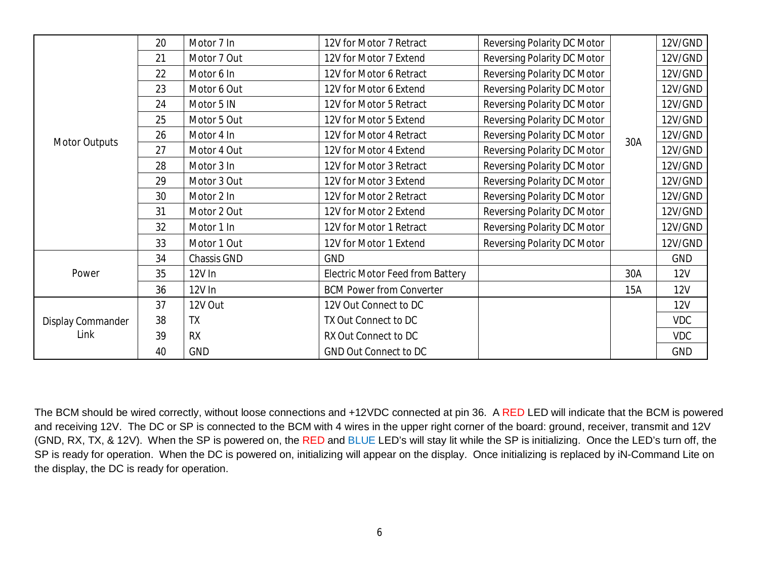|  |  |  |  |  |  |  |
|---|---|---|---|---|---|---|
| Motor Outputs | 20 | Motor 7 In | 12V for Motor 7 Retract | Reversing Polarity DC Motor | 30A | 12V/GND |
| | 21 | Motor 7 Out | 12V for Motor 7 Extend | Reversing Polarity DC Motor | | 12V/GND |
| | 22 | Motor 6 In | 12V for Motor 6 Retract | Reversing Polarity DC Motor | | 12V/GND |
| | 23 | Motor 6 Out | 12V for Motor 6 Extend | Reversing Polarity DC Motor | | 12V/GND |
| | 24 | Motor 5 IN | 12V for Motor 5 Retract | Reversing Polarity DC Motor | | 12V/GND |
| | 25 | Motor 5 Out | 12V for Motor 5 Extend | Reversing Polarity DC Motor | | 12V/GND |
| | 26 | Motor 4 In | 12V for Motor 4 Retract | Reversing Polarity DC Motor | | 12V/GND |
| | 27 | Motor 4 Out | 12V for Motor 4 Extend | Reversing Polarity DC Motor | | 12V/GND |
| | 28 | Motor 3 In | 12V for Motor 3 Retract | Reversing Polarity DC Motor | | 12V/GND |
| | 29 | Motor 3 Out | 12V for Motor 3 Extend | Reversing Polarity DC Motor | | 12V/GND |
| | 30 | Motor 2 In | 12V for Motor 2 Retract | Reversing Polarity DC Motor | | 12V/GND |
| | 31 | Motor 2 Out | 12V for Motor 2 Extend | Reversing Polarity DC Motor | | 12V/GND |
| | 32 | Motor 1 In | 12V for Motor 1 Retract | Reversing Polarity DC Motor | | 12V/GND |
| | 33 | Motor 1 Out | 12V for Motor 1 Extend | Reversing Polarity DC Motor | | 12V/GND |
| Power | 34 | Chassis GND | GND | | | GND |
| | 35 | 12V In | Electric Motor Feed from Battery | | 30A | 12V |
| | 36 | 12V In | BCM Power from Converter | | 15A | 12V |
| Display Commander Link | 37 | 12V Out | 12V Out Connect to DC | | | 12V |
| | 38 | TX | TX Out Connect to DC | | | VDC |
| | 39 | RX | RX Out Connect to DC | | | VDC |
| | 40 | GND | GND Out Connect to DC | | | GND |

The BCM should be wired correctly, without loose connections and +12VDC connected at pin 36. A RED LED will indicate that the BCM is powered and receiving 12V. The DC or SP is connected to the BCM with 4 wires in the upper right corner of the board: ground, receiver, transmit and 12V (GND, RX, TX, & 12V). When the SP is powered on, the RED and BLUE LED's will stay lit while the SP is initializing. Once the LED's turn off, the SP is ready for operation. When the DC is powered on, initializing will appear on the display. Once initializing is replaced by iN-Command Lite on the display, the DC is ready for operation.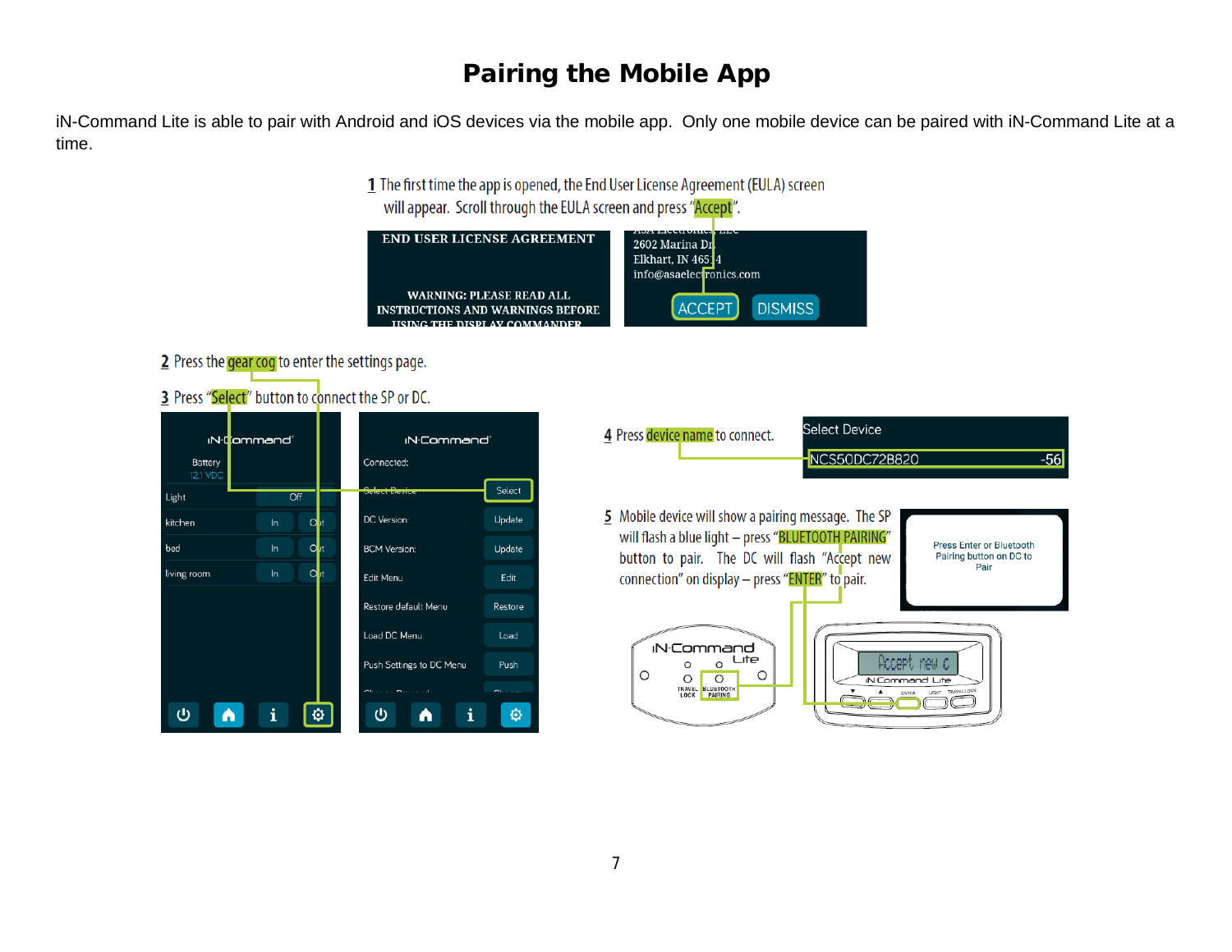# Pairing the Mobile App

iN-Command Lite is able to pair with Android and iOS devices via the mobile app. Only one mobile device can be paired with iN-Command Lite at a time.

1 The first time the app is opened, the End User License Agreement (EULA) screen will appear. Scroll through the EULA screen and press "Accept".

2 Press the gear cog to enter the settings page.

3 Press "Select" button to connect the SP or DC.

4 Press device name to connect.

5 Mobile device will show a pairing message. The SP will flash a blue light – press "BLUETOOTH PAIRING" button to pair. The DC will flash "Accept new connection" on display – press "ENTER" to pair.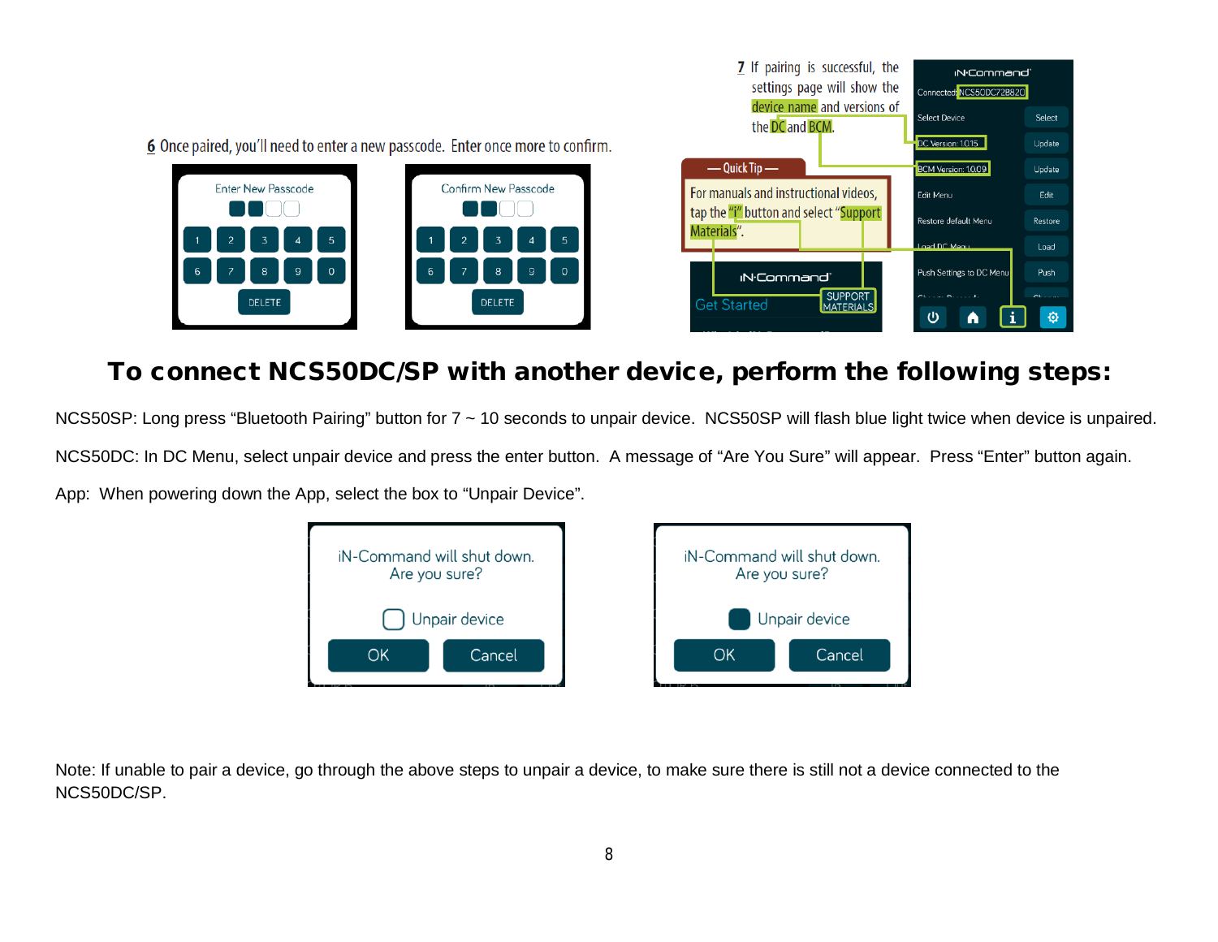**6** Once paired, you'll need to enter a new passcode. Enter once more to confirm.

Enter New Passcode

1 2 3 4 5
6 7 8 9 0
DELETE

Confirm New Passcode

1 2 3 4 5
6 7 8 9 0
DELETE

**7** If pairing is successful, the settings page will show the device name and versions of the DC and BCM.

— Quick Tip —

For manuals and instructional videos, tap the "i" button and select "Support Materials".

## To connect NCS50DC/SP with another device, perform the following steps:

NCS50SP: Long press "Bluetooth Pairing" button for 7 ~ 10 seconds to unpair device. NCS50SP will flash blue light twice when device is unpaired.

NCS50DC: In DC Menu, select unpair device and press the enter button. A message of "Are You Sure" will appear. Press "Enter" button again.

App: When powering down the App, select the box to "Unpair Device".

iN-Command will shut down.
Are you sure?

Unpair device

OK Cancel

iN-Command will shut down.
Are you sure?

Unpair device

OK Cancel

Note: If unable to pair a device, go through the above steps to unpair a device, to make sure there is still not a device connected to the NCS50DC/SP.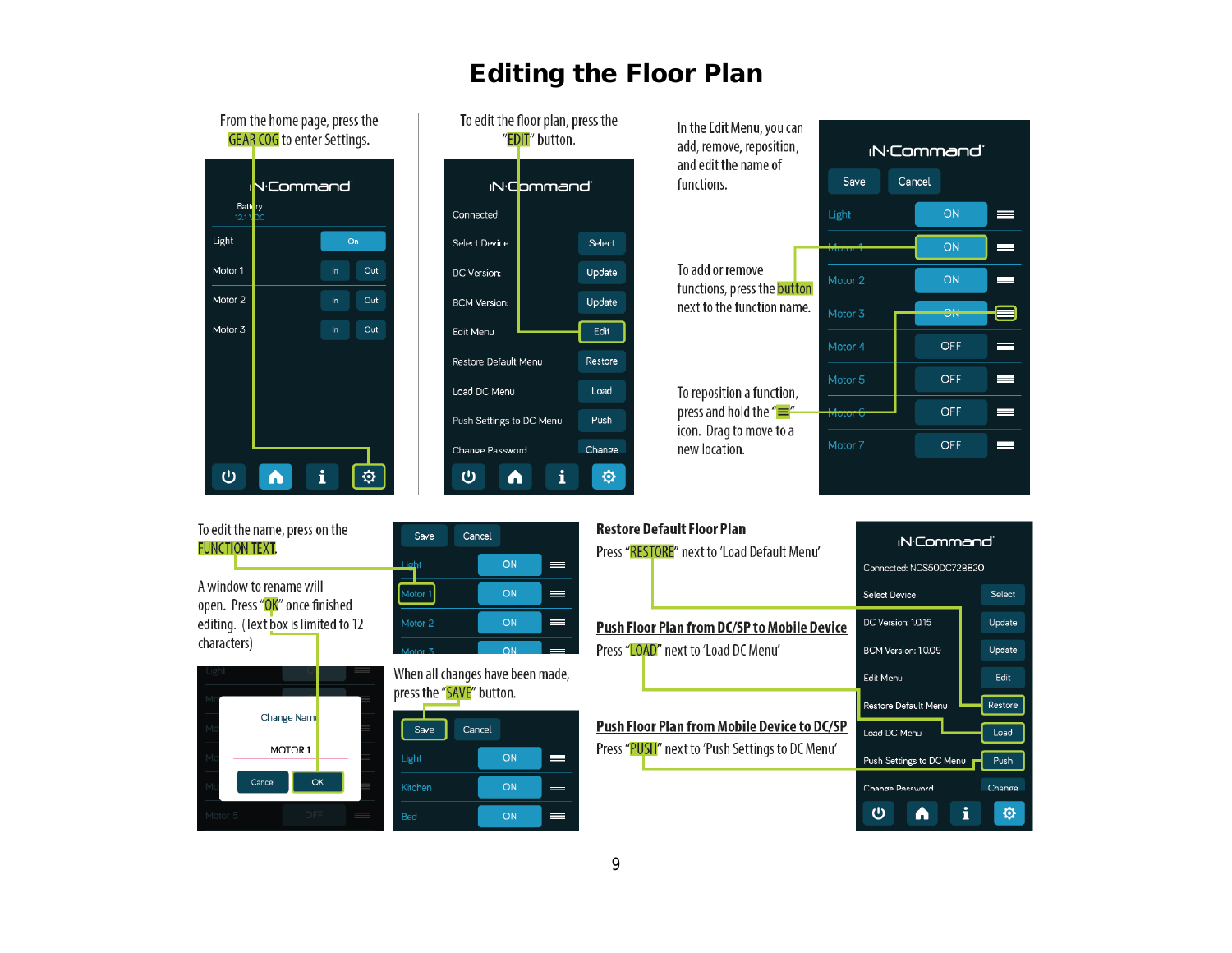# Editing the Floor Plan

From the home page, press the GEAR COG to enter Settings.

To edit the floor plan, press the "EDIT" button.

In the Edit Menu, you can add, remove, reposition, and edit the name of functions.

To add or remove functions, press the button next to the function name.

To reposition a function, press and hold the "≡" icon. Drag to move to a new location.

To edit the name, press on the FUNCTION TEXT.

A window to rename will open. Press "OK" once finished editing. (Text box is limited to 12 characters)

When all changes have been made, press the "SAVE" button.

**Restore Default Floor Plan**

Press "RESTORE" next to 'Load Default Menu'

**Push Floor Plan from DC/SP to Mobile Device**

Press "LOAD" next to 'Load DC Menu'

**Push Floor Plan from Mobile Device to DC/SP**

Press "PUSH" next to 'Push Settings to DC Menu'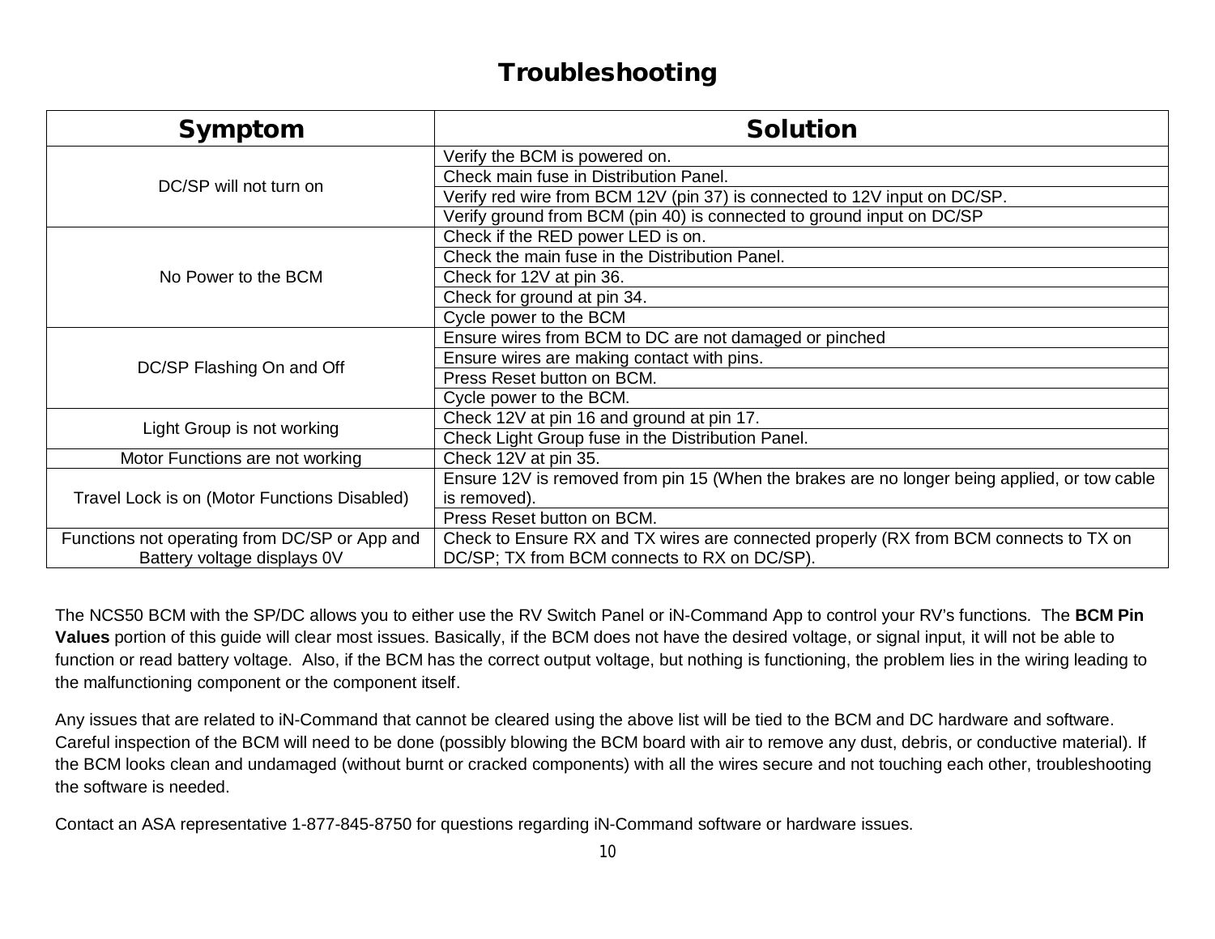# Troubleshooting

| Symptom | Solution |
|---|---|
| DC/SP will not turn on | Verify the BCM is powered on. |
| | Check main fuse in Distribution Panel. |
| | Verify red wire from BCM 12V (pin 37) is connected to 12V input on DC/SP. |
| | Verify ground from BCM (pin 40) is connected to ground input on DC/SP |
| No Power to the BCM | Check if the RED power LED is on. |
| | Check the main fuse in the Distribution Panel. |
| | Check for 12V at pin 36. |
| | Check for ground at pin 34. |
| | Cycle power to the BCM |
| DC/SP Flashing On and Off | Ensure wires from BCM to DC are not damaged or pinched |
| | Ensure wires are making contact with pins. |
| | Press Reset button on BCM. |
| | Cycle power to the BCM. |
| Light Group is not working | Check 12V at pin 16 and ground at pin 17. |
| | Check Light Group fuse in the Distribution Panel. |
| Motor Functions are not working | Check 12V at pin 35. |
| Travel Lock is on (Motor Functions Disabled) | Ensure 12V is removed from pin 15 (When the brakes are no longer being applied, or tow cable is removed). |
| | Press Reset button on BCM. |
| Functions not operating from DC/SP or App and Battery voltage displays 0V | Check to Ensure RX and TX wires are connected properly (RX from BCM connects to TX on DC/SP; TX from BCM connects to RX on DC/SP). |

The NCS50 BCM with the SP/DC allows you to either use the RV Switch Panel or iN-Command App to control your RV's functions. The **BCM Pin Values** portion of this guide will clear most issues. Basically, if the BCM does not have the desired voltage, or signal input, it will not be able to function or read battery voltage. Also, if the BCM has the correct output voltage, but nothing is functioning, the problem lies in the wiring leading to the malfunctioning component or the component itself.

Any issues that are related to iN-Command that cannot be cleared using the above list will be tied to the BCM and DC hardware and software. Careful inspection of the BCM will need to be done (possibly blowing the BCM board with air to remove any dust, debris, or conductive material). If the BCM looks clean and undamaged (without burnt or cracked components) with all the wires secure and not touching each other, troubleshooting the software is needed.

Contact an ASA representative 1-877-845-8750 for questions regarding iN-Command software or hardware issues.